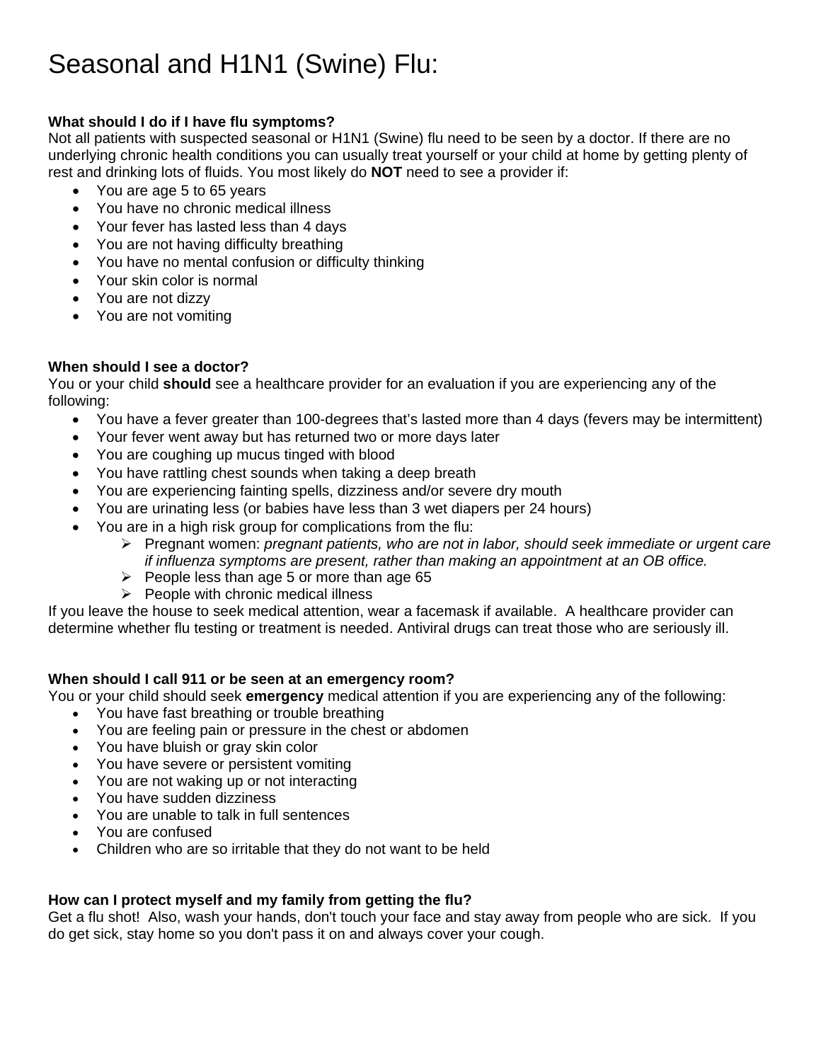# Seasonal and H1N1 (Swine) Flu:

**What should I do if I have flu symptoms?**

Not all patients with suspected seasonal or H1N1 (Swine) flu need to be seen by a doctor. If there are no underlying chronic health conditions you can usually treat yourself or your child at home by getting plenty of rest and drinking lots of fluids. You most likely do **NOT** need to see a provider if:

- You are age 5 to 65 years
- You have no chronic medical illness
- Your fever has lasted less than 4 days
- You are not having difficulty breathing
- You have no mental confusion or difficulty thinking
- Your skin color is normal
- You are not dizzy
- You are not vomiting

**When should I see a doctor?**

You or your child **should** see a healthcare provider for an evaluation if you are experiencing any of the following:

- You have a fever greater than 100-degrees that's lasted more than 4 days (fevers may be intermittent)
- Your fever went away but has returned two or more days later
- You are coughing up mucus tinged with blood
- You have rattling chest sounds when taking a deep breath
- You are experiencing fainting spells, dizziness and/or severe dry mouth
- You are urinating less (or babies have less than 3 wet diapers per 24 hours)
- You are in a high risk group for complications from the flu:
  - Pregnant women: *pregnant patients, who are not in labor, should seek immediate or urgent care if influenza symptoms are present, rather than making an appointment at an OB office.*
  - People less than age 5 or more than age 65
  - People with chronic medical illness

If you leave the house to seek medical attention, wear a facemask if available. A healthcare provider can determine whether flu testing or treatment is needed. Antiviral drugs can treat those who are seriously ill.

**When should I call 911 or be seen at an emergency room?**

You or your child should seek **emergency** medical attention if you are experiencing any of the following:

- You have fast breathing or trouble breathing
- You are feeling pain or pressure in the chest or abdomen
- You have bluish or gray skin color
- You have severe or persistent vomiting
- You are not waking up or not interacting
- You have sudden dizziness
- You are unable to talk in full sentences
- You are confused
- Children who are so irritable that they do not want to be held

**How can I protect myself and my family from getting the flu?**

Get a flu shot! Also, wash your hands, don't touch your face and stay away from people who are sick. If you do get sick, stay home so you don't pass it on and always cover your cough.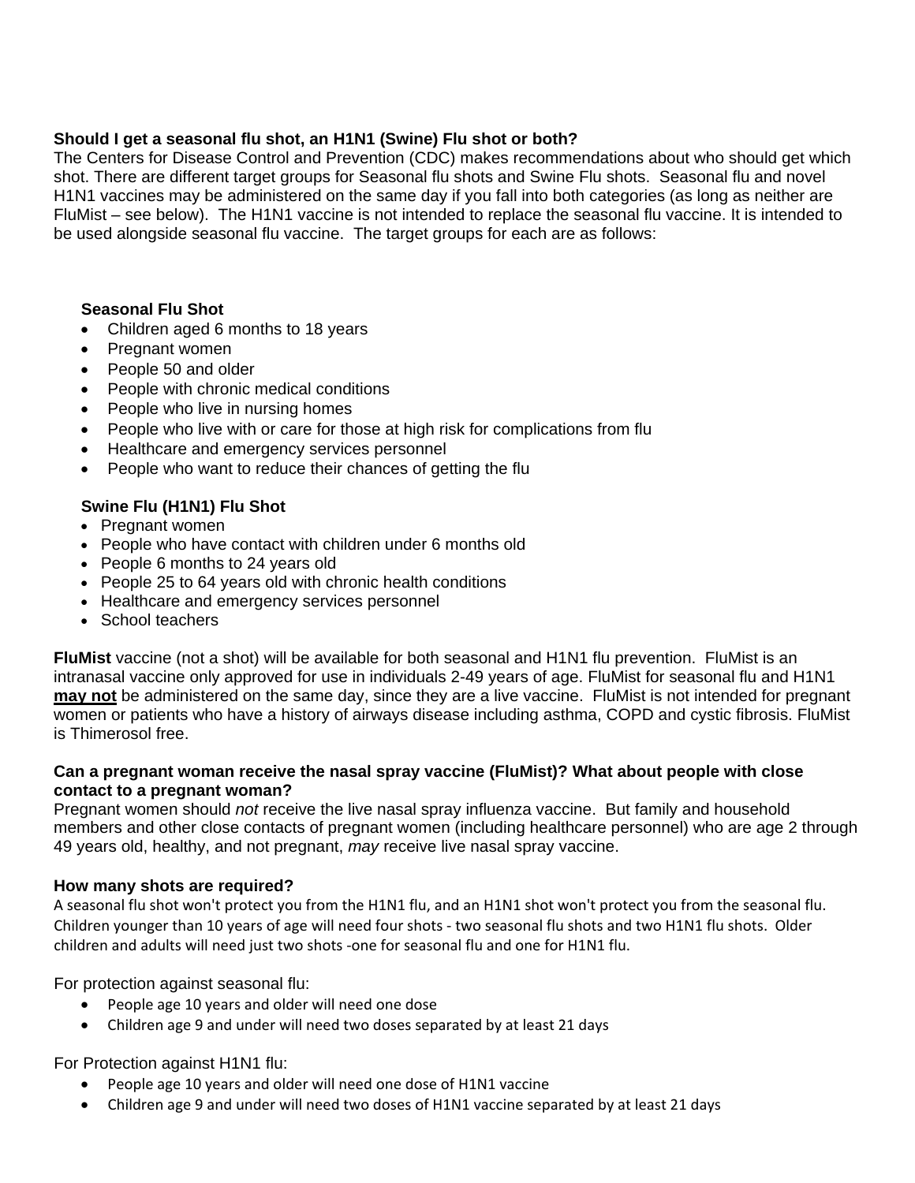**Should I get a seasonal flu shot, an H1N1 (Swine) Flu shot or both?**
The Centers for Disease Control and Prevention (CDC) makes recommendations about who should get which shot. There are different target groups for Seasonal flu shots and Swine Flu shots. Seasonal flu and novel H1N1 vaccines may be administered on the same day if you fall into both categories (as long as neither are FluMist – see below). The H1N1 vaccine is not intended to replace the seasonal flu vaccine. It is intended to be used alongside seasonal flu vaccine. The target groups for each are as follows:

**Seasonal Flu Shot**

- Children aged 6 months to 18 years
- Pregnant women
- People 50 and older
- People with chronic medical conditions
- People who live in nursing homes
- People who live with or care for those at high risk for complications from flu
- Healthcare and emergency services personnel
- People who want to reduce their chances of getting the flu

**Swine Flu (H1N1) Flu Shot**

- Pregnant women
- People who have contact with children under 6 months old
- People 6 months to 24 years old
- People 25 to 64 years old with chronic health conditions
- Healthcare and emergency services personnel
- School teachers

**FluMist** vaccine (not a shot) will be available for both seasonal and H1N1 flu prevention. FluMist is an intranasal vaccine only approved for use in individuals 2-49 years of age. FluMist for seasonal flu and H1N1 **<u>may not</u>** be administered on the same day, since they are a live vaccine. FluMist is not intended for pregnant women or patients who have a history of airways disease including asthma, COPD and cystic fibrosis. FluMist is Thimerosol free.

**Can a pregnant woman receive the nasal spray vaccine (FluMist)? What about people with close contact to a pregnant woman?**
Pregnant women should *not* receive the live nasal spray influenza vaccine. But family and household members and other close contacts of pregnant women (including healthcare personnel) who are age 2 through 49 years old, healthy, and not pregnant, *may* receive live nasal spray vaccine.

**How many shots are required?**
A seasonal flu shot won't protect you from the H1N1 flu, and an H1N1 shot won't protect you from the seasonal flu. Children younger than 10 years of age will need four shots - two seasonal flu shots and two H1N1 flu shots. Older children and adults will need just two shots -one for seasonal flu and one for H1N1 flu.

For protection against seasonal flu:

- People age 10 years and older will need one dose
- Children age 9 and under will need two doses separated by at least 21 days

For Protection against H1N1 flu:

- People age 10 years and older will need one dose of H1N1 vaccine
- Children age 9 and under will need two doses of H1N1 vaccine separated by at least 21 days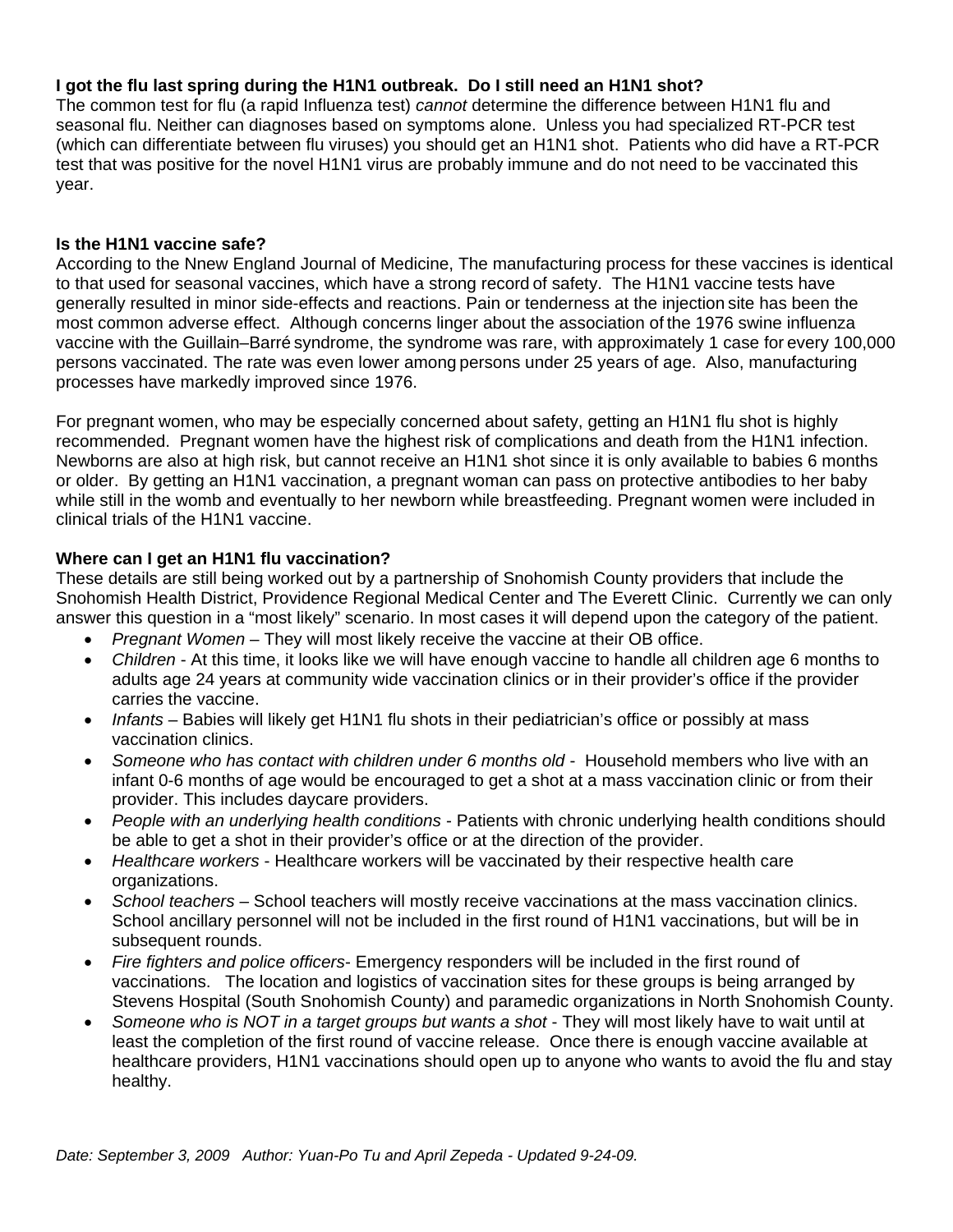**I got the flu last spring during the H1N1 outbreak. Do I still need an H1N1 shot?**
The common test for flu (a rapid Influenza test) *cannot* determine the difference between H1N1 flu and seasonal flu. Neither can diagnoses based on symptoms alone. Unless you had specialized RT-PCR test (which can differentiate between flu viruses) you should get an H1N1 shot. Patients who did have a RT-PCR test that was positive for the novel H1N1 virus are probably immune and do not need to be vaccinated this year.

**Is the H1N1 vaccine safe?**
According to the Nnew England Journal of Medicine, The manufacturing process for these vaccines is identical to that used for seasonal vaccines, which have a strong record of safety. The H1N1 vaccine tests have generally resulted in minor side-effects and reactions. Pain or tenderness at the injection site has been the most common adverse effect. Although concerns linger about the association of the 1976 swine influenza vaccine with the Guillain–Barré syndrome, the syndrome was rare, with approximately 1 case for every 100,000 persons vaccinated. The rate was even lower among persons under 25 years of age. Also, manufacturing processes have markedly improved since 1976.

For pregnant women, who may be especially concerned about safety, getting an H1N1 flu shot is highly recommended. Pregnant women have the highest risk of complications and death from the H1N1 infection. Newborns are also at high risk, but cannot receive an H1N1 shot since it is only available to babies 6 months or older. By getting an H1N1 vaccination, a pregnant woman can pass on protective antibodies to her baby while still in the womb and eventually to her newborn while breastfeeding. Pregnant women were included in clinical trials of the H1N1 vaccine.

**Where can I get an H1N1 flu vaccination?**
These details are still being worked out by a partnership of Snohomish County providers that include the Snohomish Health District, Providence Regional Medical Center and The Everett Clinic. Currently we can only answer this question in a "most likely" scenario. In most cases it will depend upon the category of the patient.

- *Pregnant Women* – They will most likely receive the vaccine at their OB office.
- *Children* - At this time, it looks like we will have enough vaccine to handle all children age 6 months to adults age 24 years at community wide vaccination clinics or in their provider's office if the provider carries the vaccine.
- *Infants* – Babies will likely get H1N1 flu shots in their pediatrician's office or possibly at mass vaccination clinics.
- *Someone who has contact with children under 6 months old* - Household members who live with an infant 0-6 months of age would be encouraged to get a shot at a mass vaccination clinic or from their provider. This includes daycare providers.
- *People with an underlying health conditions* - Patients with chronic underlying health conditions should be able to get a shot in their provider's office or at the direction of the provider.
- *Healthcare workers* - Healthcare workers will be vaccinated by their respective health care organizations.
- *School teachers* – School teachers will mostly receive vaccinations at the mass vaccination clinics. School ancillary personnel will not be included in the first round of H1N1 vaccinations, but will be in subsequent rounds.
- *Fire fighters and police officers*- Emergency responders will be included in the first round of vaccinations. The location and logistics of vaccination sites for these groups is being arranged by Stevens Hospital (South Snohomish County) and paramedic organizations in North Snohomish County.
- *Someone who is NOT in a target groups but wants a shot* - They will most likely have to wait until at least the completion of the first round of vaccine release. Once there is enough vaccine available at healthcare providers, H1N1 vaccinations should open up to anyone who wants to avoid the flu and stay healthy.

*Date: September 3, 2009 Author: Yuan-Po Tu and April Zepeda - Updated 9-24-09.*